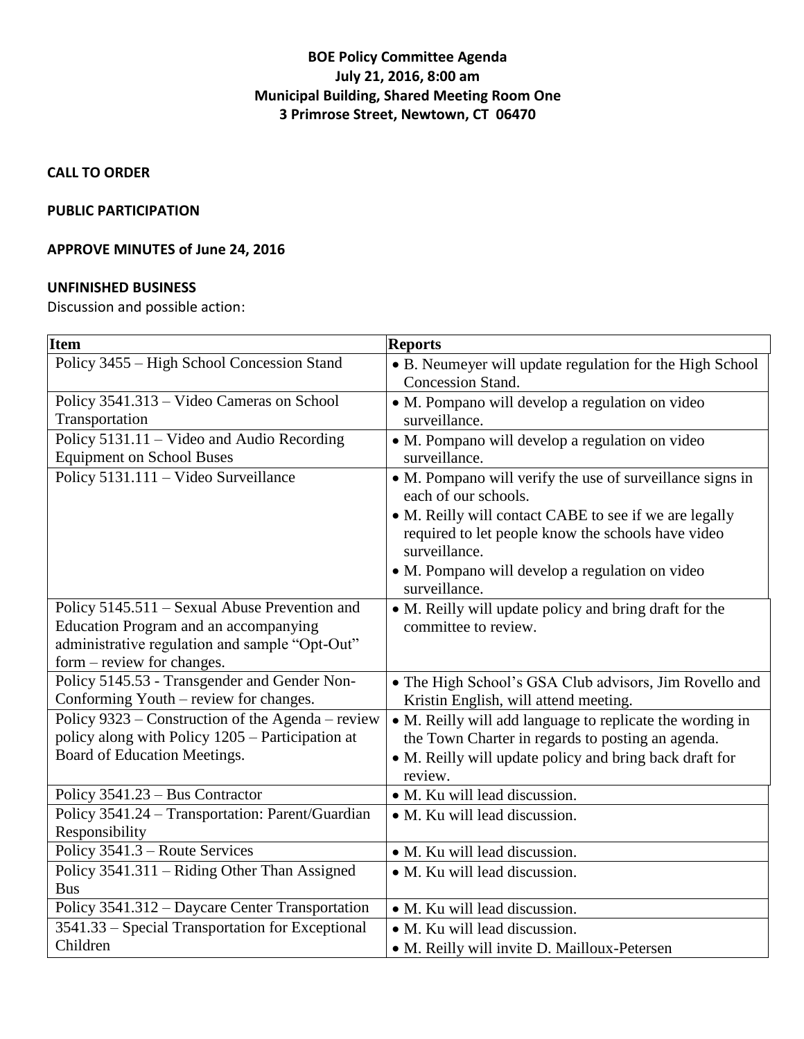**BOE Policy Committee Agenda**
**July 21, 2016, 8:00 am**
**Municipal Building, Shared Meeting Room One**
**3 Primrose Street, Newtown, CT 06470**

**CALL TO ORDER**

**PUBLIC PARTICIPATION**

**APPROVE MINUTES of June 24, 2016**

**UNFINISHED BUSINESS**

Discussion and possible action:

| Item | Reports |
|---|---|
| Policy 3455 – High School Concession Stand | • B. Neumeyer will update regulation for the High School Concession Stand. |
| Policy 3541.313 – Video Cameras on School Transportation | • M. Pompano will develop a regulation on video surveillance. |
| Policy 5131.11 – Video and Audio Recording Equipment on School Buses | • M. Pompano will develop a regulation on video surveillance. |
| Policy 5131.111 – Video Surveillance | • M. Pompano will verify the use of surveillance signs in each of our schools.<br>• M. Reilly will contact CABE to see if we are legally required to let people know the schools have video surveillance.<br>• M. Pompano will develop a regulation on video surveillance. |
| Policy 5145.511 – Sexual Abuse Prevention and Education Program and an accompanying administrative regulation and sample "Opt-Out" form – review for changes. | • M. Reilly will update policy and bring draft for the committee to review. |
| Policy 5145.53 - Transgender and Gender Non-Conforming Youth – review for changes. | • The High School's GSA Club advisors, Jim Rovello and Kristin English, will attend meeting. |
| Policy 9323 – Construction of the Agenda – review policy along with Policy 1205 – Participation at Board of Education Meetings. | • M. Reilly will add language to replicate the wording in the Town Charter in regards to posting an agenda.<br>• M. Reilly will update policy and bring back draft for review. |
| Policy 3541.23 – Bus Contractor | • M. Ku will lead discussion. |
| Policy 3541.24 – Transportation: Parent/Guardian Responsibility | • M. Ku will lead discussion. |
| Policy 3541.3 – Route Services | • M. Ku will lead discussion. |
| Policy 3541.311 – Riding Other Than Assigned Bus | • M. Ku will lead discussion. |
| Policy 3541.312 – Daycare Center Transportation | • M. Ku will lead discussion. |
| 3541.33 – Special Transportation for Exceptional Children | • M. Ku will lead discussion.<br>• M. Reilly will invite D. Mailloux-Petersen |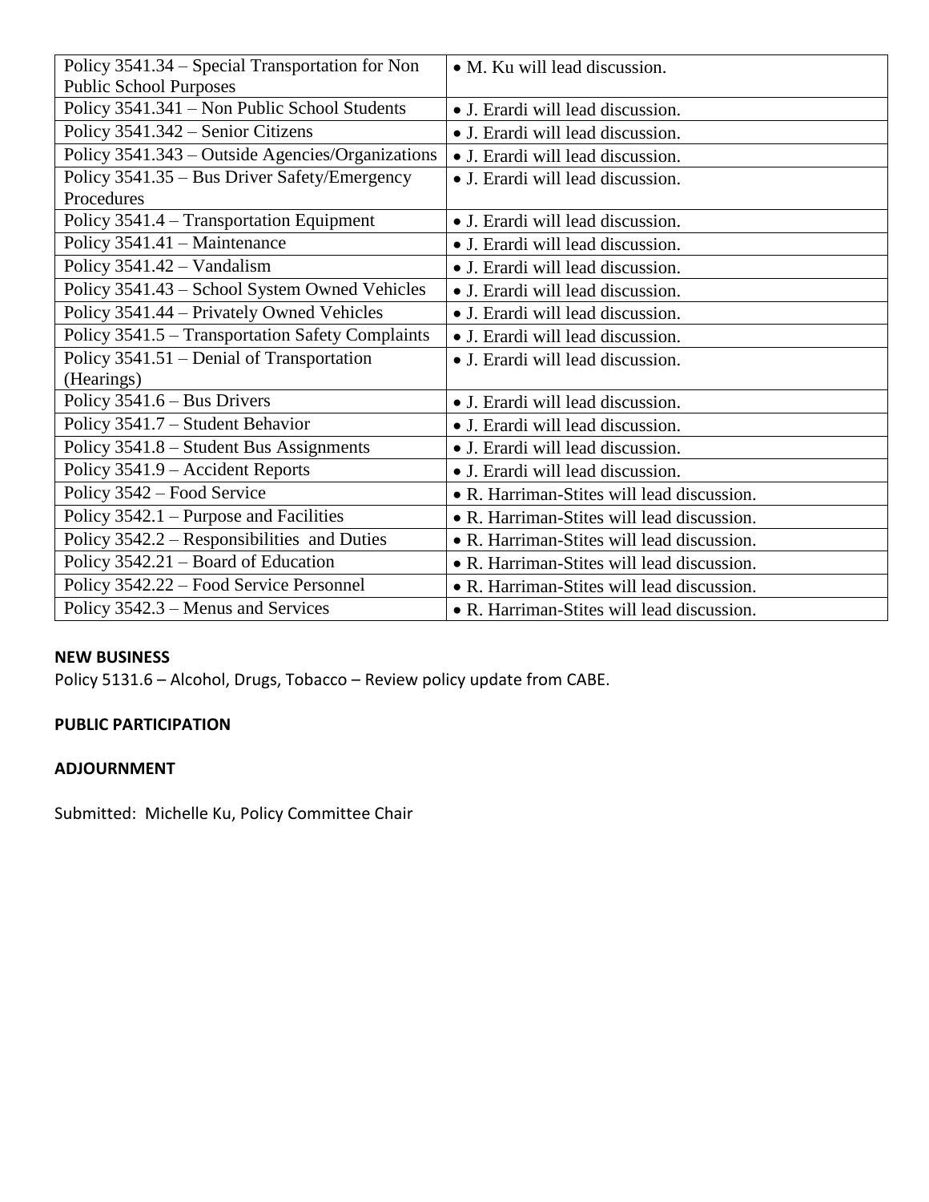| | |
|---|---|
| Policy 3541.34 – Special Transportation for Non Public School Purposes | • M. Ku will lead discussion. |
| Policy 3541.341 – Non Public School Students | • J. Erardi will lead discussion. |
| Policy 3541.342 – Senior Citizens | • J. Erardi will lead discussion. |
| Policy 3541.343 – Outside Agencies/Organizations | • J. Erardi will lead discussion. |
| Policy 3541.35 – Bus Driver Safety/Emergency Procedures | • J. Erardi will lead discussion. |
| Policy 3541.4 – Transportation Equipment | • J. Erardi will lead discussion. |
| Policy 3541.41 – Maintenance | • J. Erardi will lead discussion. |
| Policy 3541.42 – Vandalism | • J. Erardi will lead discussion. |
| Policy 3541.43 – School System Owned Vehicles | • J. Erardi will lead discussion. |
| Policy 3541.44 – Privately Owned Vehicles | • J. Erardi will lead discussion. |
| Policy 3541.5 – Transportation Safety Complaints | • J. Erardi will lead discussion. |
| Policy 3541.51 – Denial of Transportation (Hearings) | • J. Erardi will lead discussion. |
| Policy 3541.6 – Bus Drivers | • J. Erardi will lead discussion. |
| Policy 3541.7 – Student Behavior | • J. Erardi will lead discussion. |
| Policy 3541.8 – Student Bus Assignments | • J. Erardi will lead discussion. |
| Policy 3541.9 – Accident Reports | • J. Erardi will lead discussion. |
| Policy 3542 – Food Service | • R. Harriman-Stites will lead discussion. |
| Policy 3542.1 – Purpose and Facilities | • R. Harriman-Stites will lead discussion. |
| Policy 3542.2 – Responsibilities and Duties | • R. Harriman-Stites will lead discussion. |
| Policy 3542.21 – Board of Education | • R. Harriman-Stites will lead discussion. |
| Policy 3542.22 – Food Service Personnel | • R. Harriman-Stites will lead discussion. |
| Policy 3542.3 – Menus and Services | • R. Harriman-Stites will lead discussion. |

**NEW BUSINESS**

Policy 5131.6 – Alcohol, Drugs, Tobacco – Review policy update from CABE.

**PUBLIC PARTICIPATION**

**ADJOURNMENT**

Submitted: Michelle Ku, Policy Committee Chair